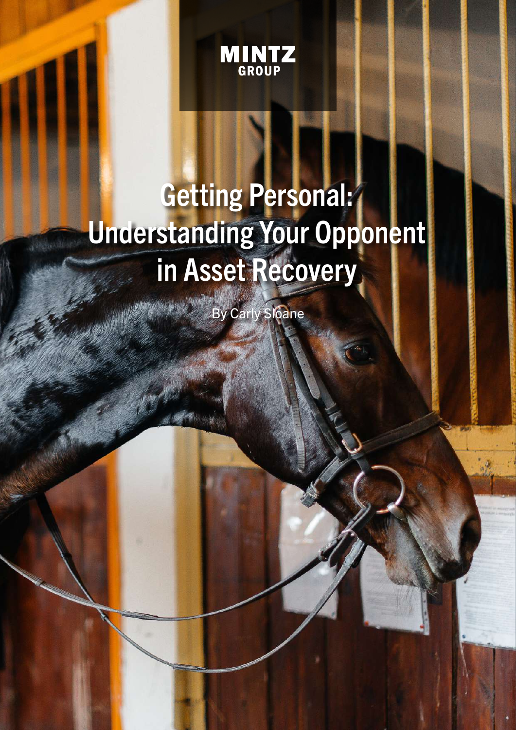MINTZ GROUP

# Getting Personal: Understanding Your Opponent in Asset Recovery

By Carly Sloane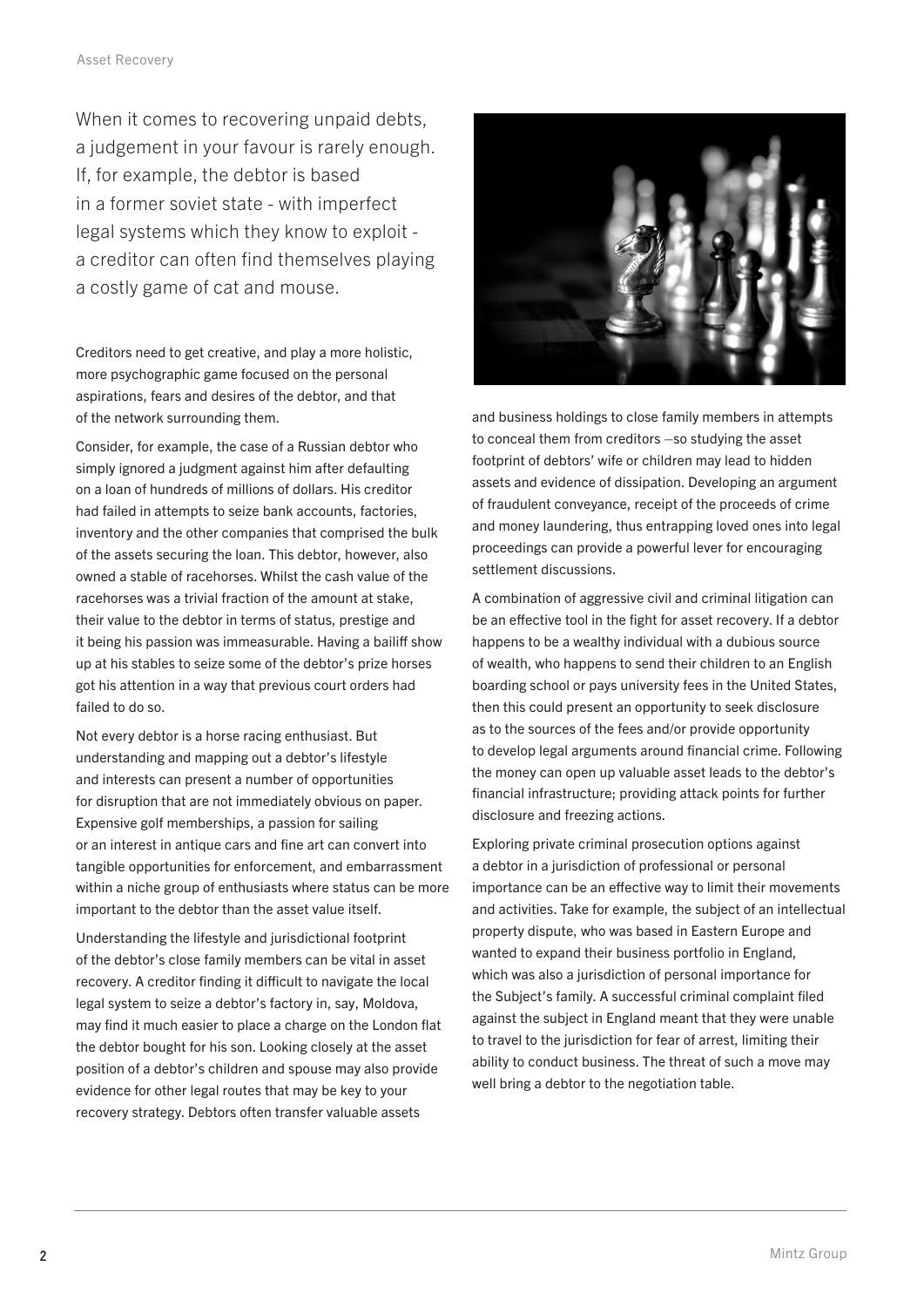When it comes to recovering unpaid debts, a judgement in your favour is rarely enough. If, for example, the debtor is based in a former soviet state - with imperfect legal systems which they know to exploit - a creditor can often find themselves playing a costly game of cat and mouse.

Creditors need to get creative, and play a more holistic, more psychographic game focused on the personal aspirations, fears and desires of the debtor, and that of the network surrounding them.

Consider, for example, the case of a Russian debtor who simply ignored a judgment against him after defaulting on a loan of hundreds of millions of dollars. His creditor had failed in attempts to seize bank accounts, factories, inventory and the other companies that comprised the bulk of the assets securing the loan. This debtor, however, also owned a stable of racehorses. Whilst the cash value of the racehorses was a trivial fraction of the amount at stake, their value to the debtor in terms of status, prestige and it being his passion was immeasurable. Having a bailiff show up at his stables to seize some of the debtor's prize horses got his attention in a way that previous court orders had failed to do so.

Not every debtor is a horse racing enthusiast. But understanding and mapping out a debtor's lifestyle and interests can present a number of opportunities for disruption that are not immediately obvious on paper. Expensive golf memberships, a passion for sailing or an interest in antique cars and fine art can convert into tangible opportunities for enforcement, and embarrassment within a niche group of enthusiasts where status can be more important to the debtor than the asset value itself.

Understanding the lifestyle and jurisdictional footprint of the debtor's close family members can be vital in asset recovery. A creditor finding it difficult to navigate the local legal system to seize a debtor's factory in, say, Moldova, may find it much easier to place a charge on the London flat the debtor bought for his son. Looking closely at the asset position of a debtor's children and spouse may also provide evidence for other legal routes that may be key to your recovery strategy. Debtors often transfer valuable assets and business holdings to close family members in attempts to conceal them from creditors –so studying the asset footprint of debtors' wife or children may lead to hidden assets and evidence of dissipation. Developing an argument of fraudulent conveyance, receipt of the proceeds of crime and money laundering, thus entrapping loved ones into legal proceedings can provide a powerful lever for encouraging settlement discussions.

A combination of aggressive civil and criminal litigation can be an effective tool in the fight for asset recovery. If a debtor happens to be a wealthy individual with a dubious source of wealth, who happens to send their children to an English boarding school or pays university fees in the United States, then this could present an opportunity to seek disclosure as to the sources of the fees and/or provide opportunity to develop legal arguments around financial crime. Following the money can open up valuable asset leads to the debtor's financial infrastructure; providing attack points for further disclosure and freezing actions.

Exploring private criminal prosecution options against a debtor in a jurisdiction of professional or personal importance can be an effective way to limit their movements and activities. Take for example, the subject of an intellectual property dispute, who was based in Eastern Europe and wanted to expand their business portfolio in England, which was also a jurisdiction of personal importance for the Subject's family. A successful criminal complaint filed against the subject in England meant that they were unable to travel to the jurisdiction for fear of arrest, limiting their ability to conduct business. The threat of such a move may well bring a debtor to the negotiation table.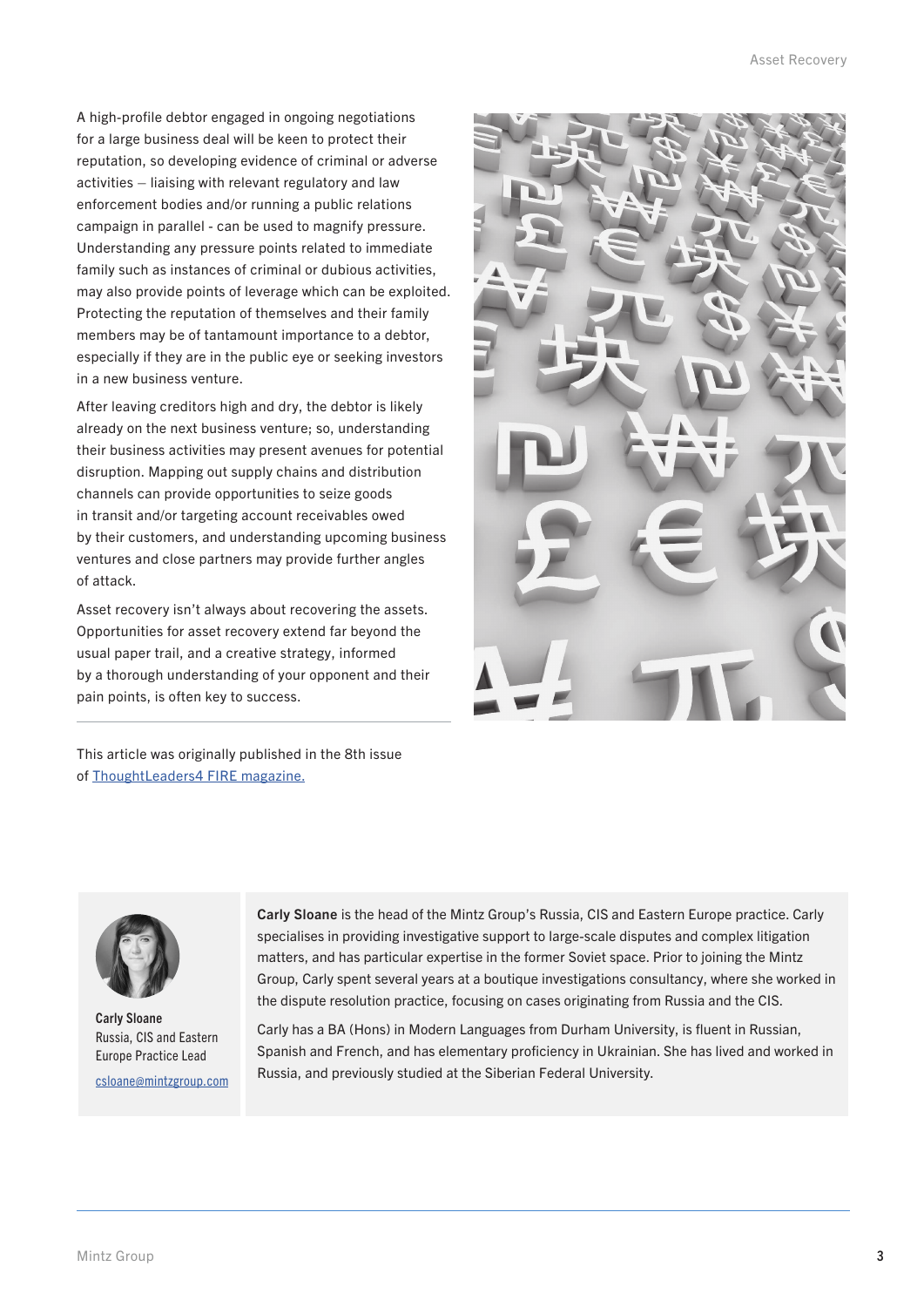A high-profile debtor engaged in ongoing negotiations for a large business deal will be keen to protect their reputation, so developing evidence of criminal or adverse activities – liaising with relevant regulatory and law enforcement bodies and/or running a public relations campaign in parallel - can be used to magnify pressure. Understanding any pressure points related to immediate family such as instances of criminal or dubious activities, may also provide points of leverage which can be exploited. Protecting the reputation of themselves and their family members may be of tantamount importance to a debtor, especially if they are in the public eye or seeking investors in a new business venture.

After leaving creditors high and dry, the debtor is likely already on the next business venture; so, understanding their business activities may present avenues for potential disruption. Mapping out supply chains and distribution channels can provide opportunities to seize goods in transit and/or targeting account receivables owed by their customers, and understanding upcoming business ventures and close partners may provide further angles of attack.

Asset recovery isn't always about recovering the assets. Opportunities for asset recovery extend far beyond the usual paper trail, and a creative strategy, informed by a thorough understanding of your opponent and their pain points, is often key to success.

---

This article was originally published in the 8th issue of [ThoughtLeaders4 FIRE magazine.]

**Carly Sloane**
Russia, CIS and Eastern Europe Practice Lead
csloane@mintzgroup.com

**Carly Sloane** is the head of the Mintz Group's Russia, CIS and Eastern Europe practice. Carly specialises in providing investigative support to large-scale disputes and complex litigation matters, and has particular expertise in the former Soviet space. Prior to joining the Mintz Group, Carly spent several years at a boutique investigations consultancy, where she worked in the dispute resolution practice, focusing on cases originating from Russia and the CIS.

Carly has a BA (Hons) in Modern Languages from Durham University, is fluent in Russian, Spanish and French, and has elementary proficiency in Ukrainian. She has lived and worked in Russia, and previously studied at the Siberian Federal University.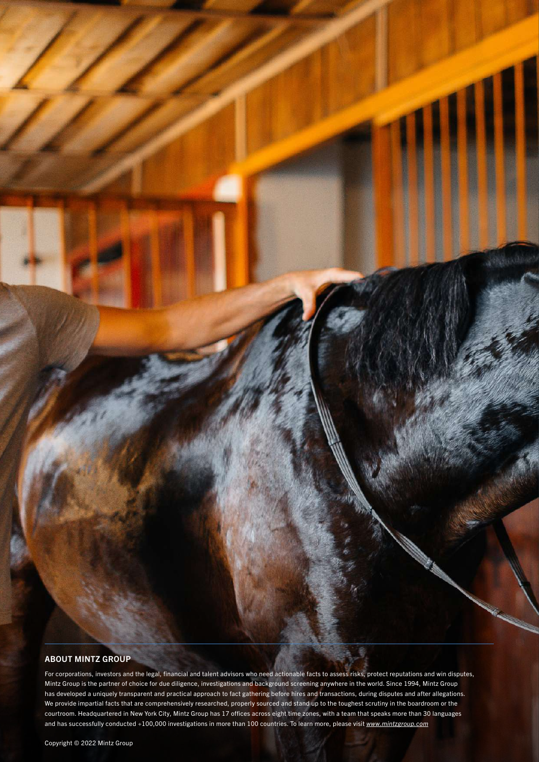## ABOUT MINTZ GROUP

For corporations, investors and the legal, financial and talent advisors who need actionable facts to assess risks, protect reputations and win disputes, Mintz Group is the partner of choice for due diligence, investigations and background screening anywhere in the world. Since 1994, Mintz Group has developed a uniquely transparent and practical approach to fact gathering before hires and transactions, during disputes and after allegations. We provide impartial facts that are comprehensively researched, properly sourced and stand up to the toughest scrutiny in the boardroom or the courtroom. Headquartered in New York City, Mintz Group has 17 offices across eight time zones, with a team that speaks more than 30 languages and has successfully conducted +100,000 investigations in more than 100 countries. To learn more, please visit *www.mintzgroup.com*

Copyright © 2022 Mintz Group